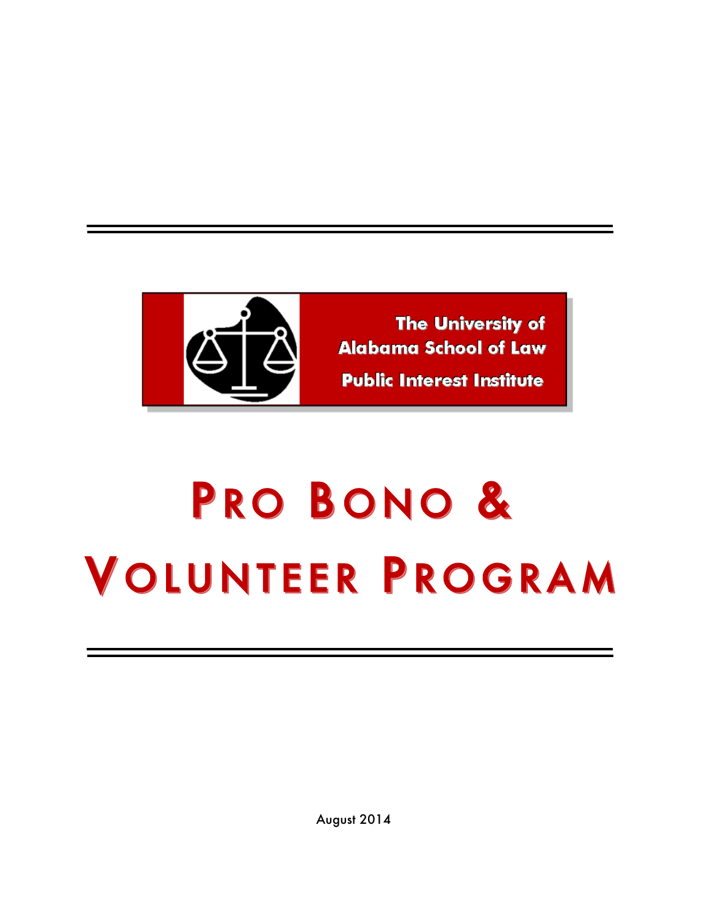The University of Alabama School of Law

Public Interest Institute

# PRO BONO & VOLUNTEER PROGRAM

August 2014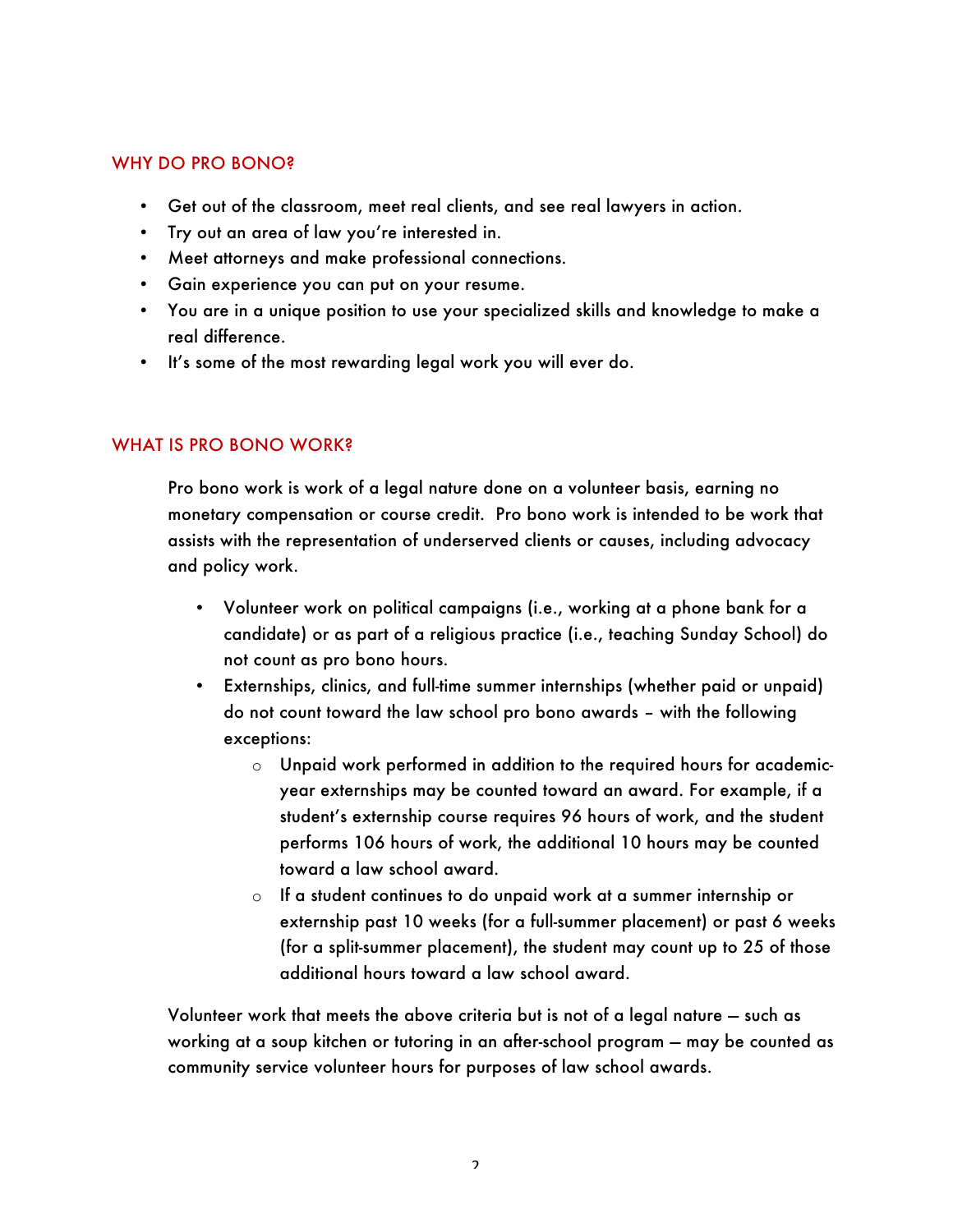## WHY DO PRO BONO?

- Get out of the classroom, meet real clients, and see real lawyers in action.
- Try out an area of law you're interested in.
- Meet attorneys and make professional connections.
- Gain experience you can put on your resume.
- You are in a unique position to use your specialized skills and knowledge to make a real difference.
- It's some of the most rewarding legal work you will ever do.

## WHAT IS PRO BONO WORK?

Pro bono work is work of a legal nature done on a volunteer basis, earning no monetary compensation or course credit. Pro bono work is intended to be work that assists with the representation of underserved clients or causes, including advocacy and policy work.

- Volunteer work on political campaigns (i.e., working at a phone bank for a candidate) or as part of a religious practice (i.e., teaching Sunday School) do not count as pro bono hours.
- Externships, clinics, and full-time summer internships (whether paid or unpaid) do not count toward the law school pro bono awards – with the following exceptions:
  - Unpaid work performed in addition to the required hours for academic-year externships may be counted toward an award. For example, if a student's externship course requires 96 hours of work, and the student performs 106 hours of work, the additional 10 hours may be counted toward a law school award.
  - If a student continues to do unpaid work at a summer internship or externship past 10 weeks (for a full-summer placement) or past 6 weeks (for a split-summer placement), the student may count up to 25 of those additional hours toward a law school award.

Volunteer work that meets the above criteria but is not of a legal nature — such as working at a soup kitchen or tutoring in an after-school program — may be counted as community service volunteer hours for purposes of law school awards.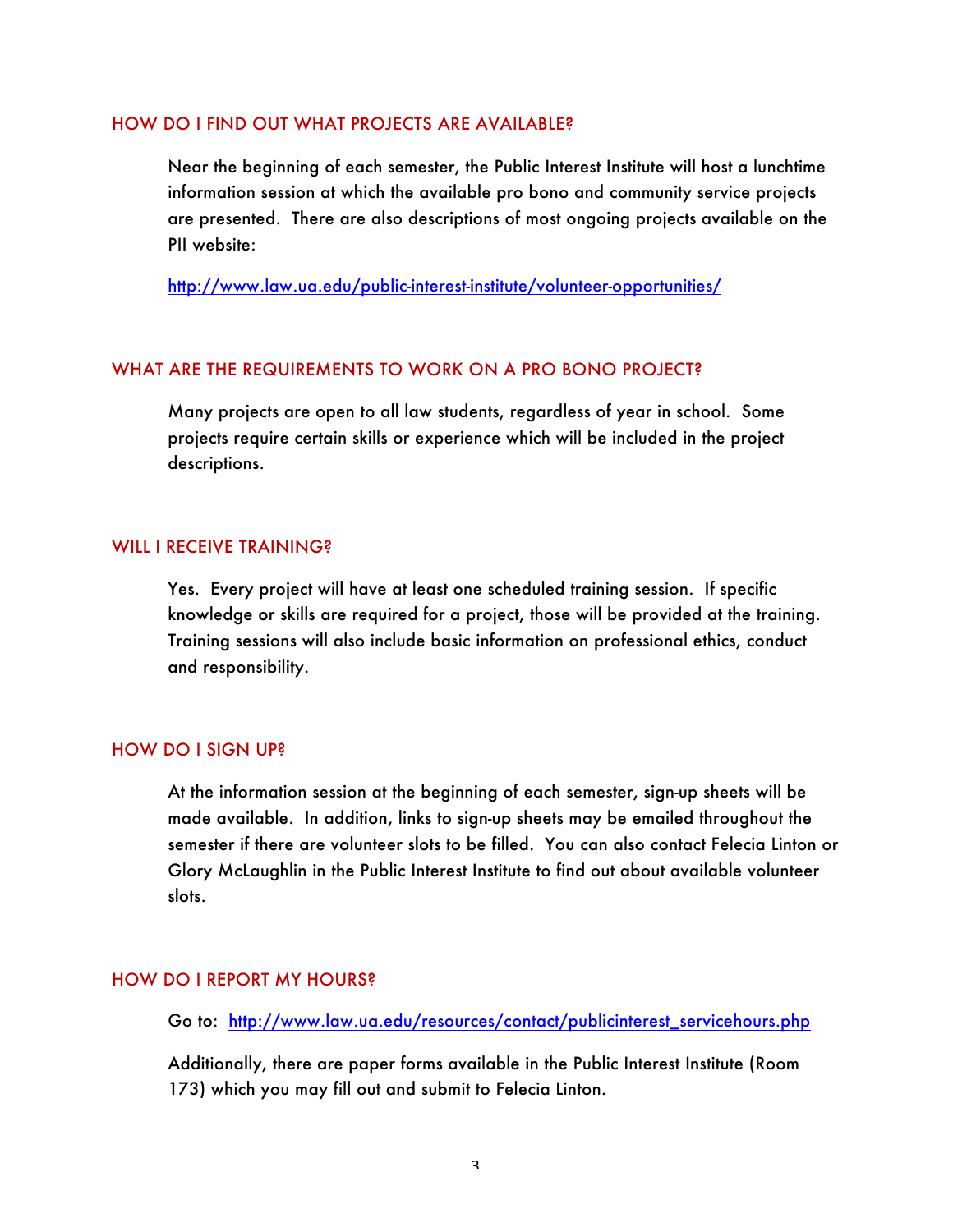## HOW DO I FIND OUT WHAT PROJECTS ARE AVAILABLE?

Near the beginning of each semester, the Public Interest Institute will host a lunchtime information session at which the available pro bono and community service projects are presented. There are also descriptions of most ongoing projects available on the PII website:

http://www.law.ua.edu/public-interest-institute/volunteer-opportunities/

## WHAT ARE THE REQUIREMENTS TO WORK ON A PRO BONO PROJECT?

Many projects are open to all law students, regardless of year in school. Some projects require certain skills or experience which will be included in the project descriptions.

## WILL I RECEIVE TRAINING?

Yes. Every project will have at least one scheduled training session. If specific knowledge or skills are required for a project, those will be provided at the training. Training sessions will also include basic information on professional ethics, conduct and responsibility.

## HOW DO I SIGN UP?

At the information session at the beginning of each semester, sign-up sheets will be made available. In addition, links to sign-up sheets may be emailed throughout the semester if there are volunteer slots to be filled. You can also contact Felecia Linton or Glory McLaughlin in the Public Interest Institute to find out about available volunteer slots.

## HOW DO I REPORT MY HOURS?

Go to: http://www.law.ua.edu/resources/contact/publicinterest_servicehours.php

Additionally, there are paper forms available in the Public Interest Institute (Room 173) which you may fill out and submit to Felecia Linton.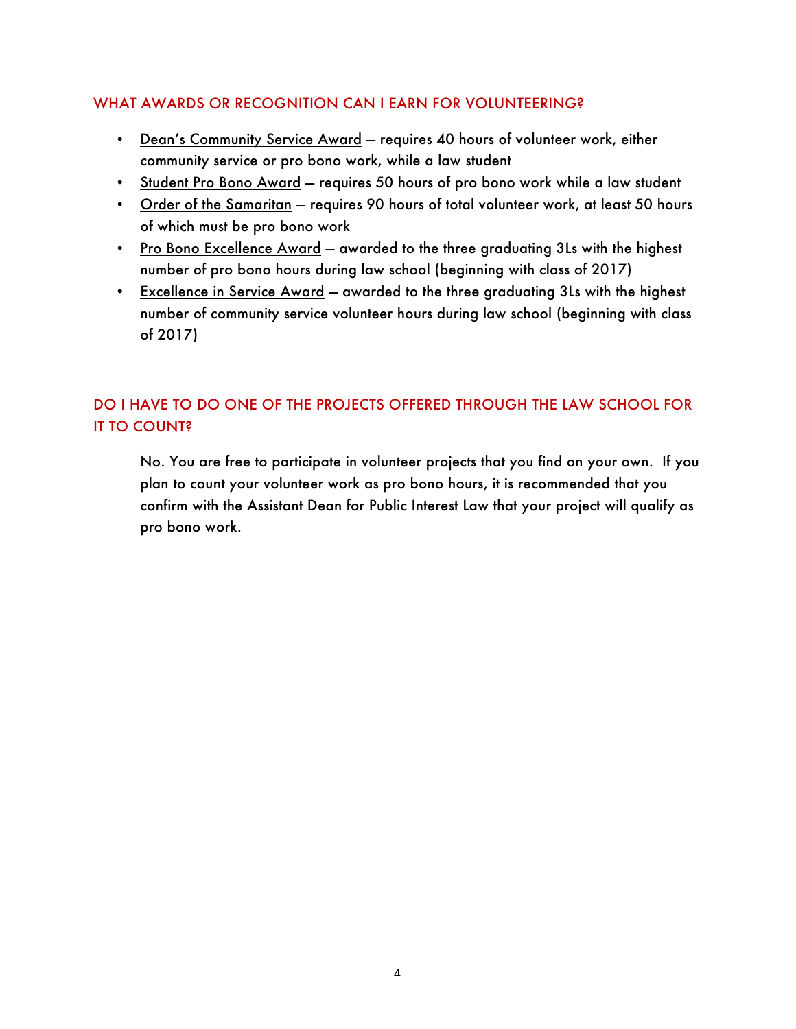## WHAT AWARDS OR RECOGNITION CAN I EARN FOR VOLUNTEERING?

- Dean's Community Service Award – requires 40 hours of volunteer work, either community service or pro bono work, while a law student
- Student Pro Bono Award – requires 50 hours of pro bono work while a law student
- Order of the Samaritan – requires 90 hours of total volunteer work, at least 50 hours of which must be pro bono work
- Pro Bono Excellence Award – awarded to the three graduating 3Ls with the highest number of pro bono hours during law school (beginning with class of 2017)
- Excellence in Service Award – awarded to the three graduating 3Ls with the highest number of community service volunteer hours during law school (beginning with class of 2017)

## DO I HAVE TO DO ONE OF THE PROJECTS OFFERED THROUGH THE LAW SCHOOL FOR IT TO COUNT?

No. You are free to participate in volunteer projects that you find on your own. If you plan to count your volunteer work as pro bono hours, it is recommended that you confirm with the Assistant Dean for Public Interest Law that your project will qualify as pro bono work.